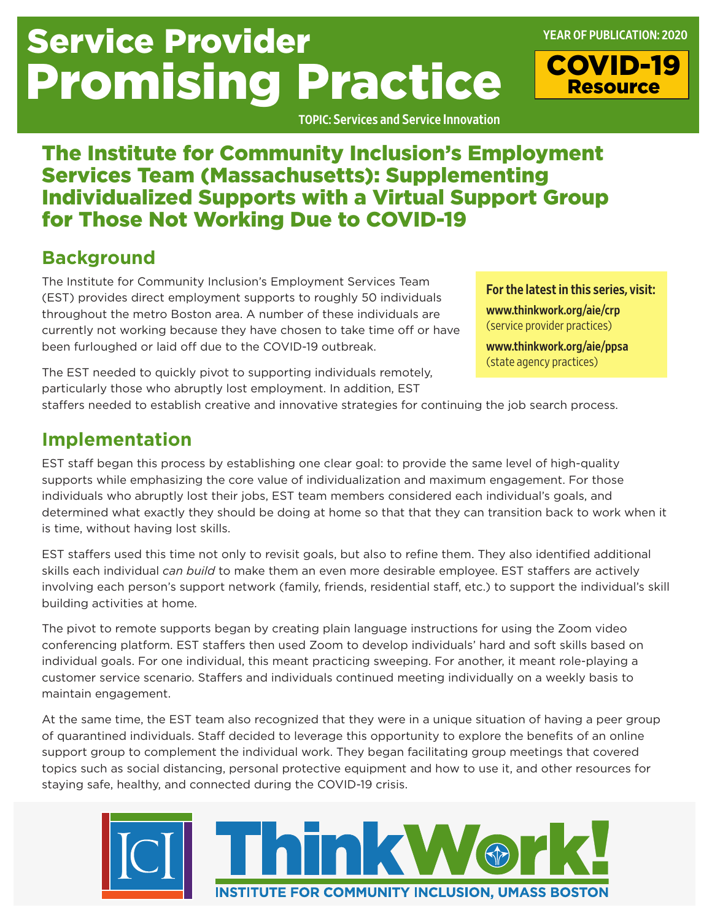# Service Provider Promising Practice

YEAR OF PUBLICATION: 2020

**COVID-19 Resource**

TOPIC: Services and Service Innovation

## The Institute for Community Inclusion's Employment Services Team (Massachusetts): Supplementing Individualized Supports with a Virtual Support Group for Those Not Working Due to COVID-19

### Background

The Institute for Community Inclusion's Employment Services Team (EST) provides direct employment supports to roughly 50 individuals throughout the metro Boston area. A number of these individuals are currently not working because they have chosen to take time off or have been furloughed or laid off due to the COVID-19 outbreak.

> **For the latest in this series, visit:**
> **www.thinkwork.org/aie/crp** (service provider practices)
> **www.thinkwork.org/aie/ppsa** (state agency practices)

The EST needed to quickly pivot to supporting individuals remotely, particularly those who abruptly lost employment. In addition, EST staffers needed to establish creative and innovative strategies for continuing the job search process.

### Implementation

EST staff began this process by establishing one clear goal: to provide the same level of high-quality supports while emphasizing the core value of individualization and maximum engagement. For those individuals who abruptly lost their jobs, EST team members considered each individual's goals, and determined what exactly they should be doing at home so that that they can transition back to work when it is time, without having lost skills.

EST staffers used this time not only to revisit goals, but also to refine them. They also identified additional skills each individual *can build* to make them an even more desirable employee. EST staffers are actively involving each person's support network (family, friends, residential staff, etc.) to support the individual's skill building activities at home.

The pivot to remote supports began by creating plain language instructions for using the Zoom video conferencing platform. EST staffers then used Zoom to develop individuals' hard and soft skills based on individual goals. For one individual, this meant practicing sweeping. For another, it meant role-playing a customer service scenario. Staffers and individuals continued meeting individually on a weekly basis to maintain engagement.

At the same time, the EST team also recognized that they were in a unique situation of having a peer group of quarantined individuals. Staff decided to leverage this opportunity to explore the benefits of an online support group to complement the individual work. They began facilitating group meetings that covered topics such as social distancing, personal protective equipment and how to use it, and other resources for staying safe, healthy, and connected during the COVID-19 crisis.

ICI ThinkWork! INSTITUTE FOR COMMUNITY INCLUSION, UMASS BOSTON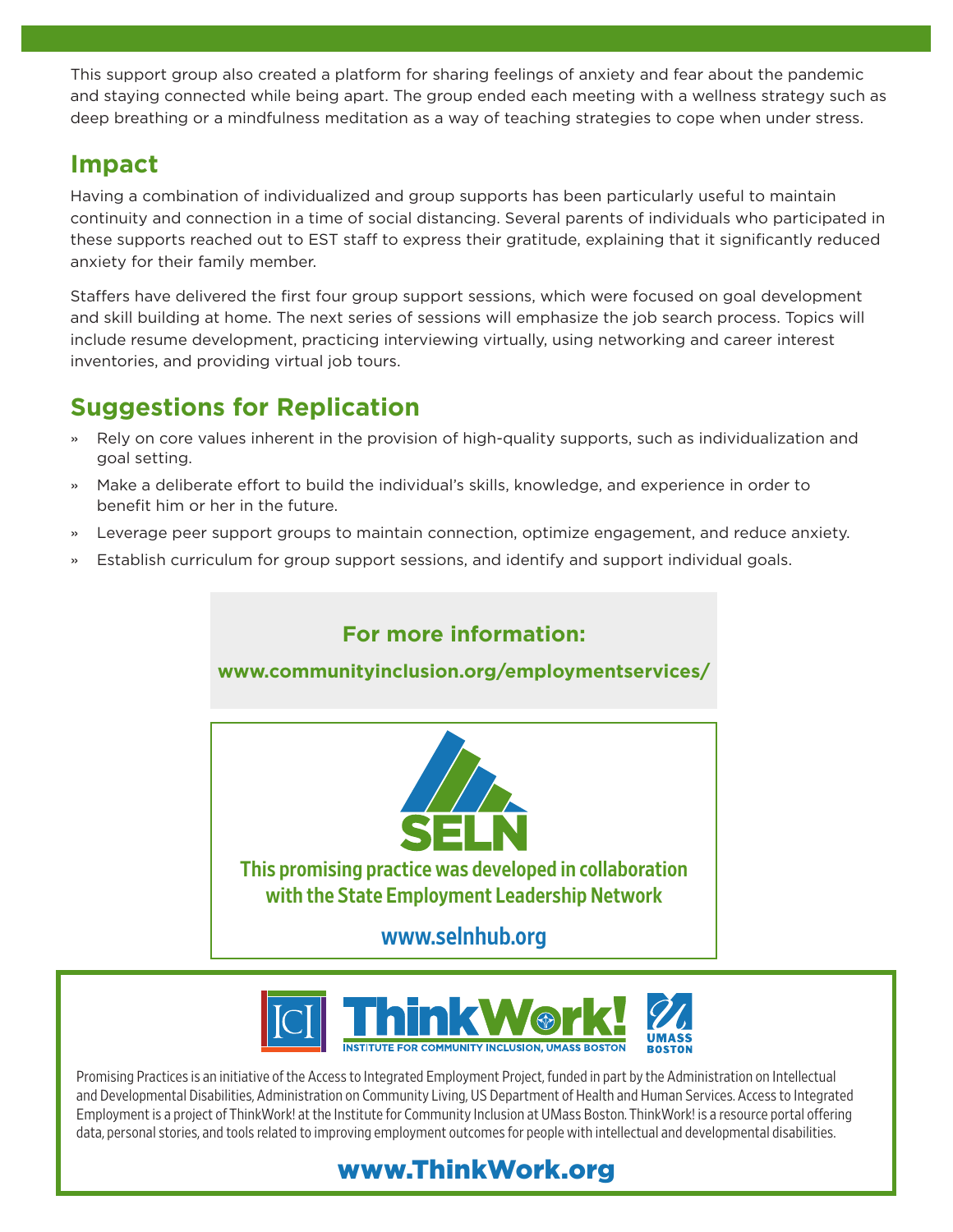This support group also created a platform for sharing feelings of anxiety and fear about the pandemic and staying connected while being apart. The group ended each meeting with a wellness strategy such as deep breathing or a mindfulness meditation as a way of teaching strategies to cope when under stress.

## Impact

Having a combination of individualized and group supports has been particularly useful to maintain continuity and connection in a time of social distancing. Several parents of individuals who participated in these supports reached out to EST staff to express their gratitude, explaining that it significantly reduced anxiety for their family member.

Staffers have delivered the first four group support sessions, which were focused on goal development and skill building at home. The next series of sessions will emphasize the job search process. Topics will include resume development, practicing interviewing virtually, using networking and career interest inventories, and providing virtual job tours.

## Suggestions for Replication

- Rely on core values inherent in the provision of high-quality supports, such as individualization and goal setting.
- Make a deliberate effort to build the individual's skills, knowledge, and experience in order to benefit him or her in the future.
- Leverage peer support groups to maintain connection, optimize engagement, and reduce anxiety.
- Establish curriculum for group support sessions, and identify and support individual goals.

**For more information:**

**www.communityinclusion.org/employmentservices/**

SELN

This promising practice was developed in collaboration with the State Employment Leadership Network

www.selnhub.org

ICI ThinkWork! INSTITUTE FOR COMMUNITY INCLUSION, UMASS BOSTON UMASS BOSTON

Promising Practices is an initiative of the Access to Integrated Employment Project, funded in part by the Administration on Intellectual and Developmental Disabilities, Administration on Community Living, US Department of Health and Human Services. Access to Integrated Employment is a project of ThinkWork! at the Institute for Community Inclusion at UMass Boston. ThinkWork! is a resource portal offering data, personal stories, and tools related to improving employment outcomes for people with intellectual and developmental disabilities.

**www.ThinkWork.org**